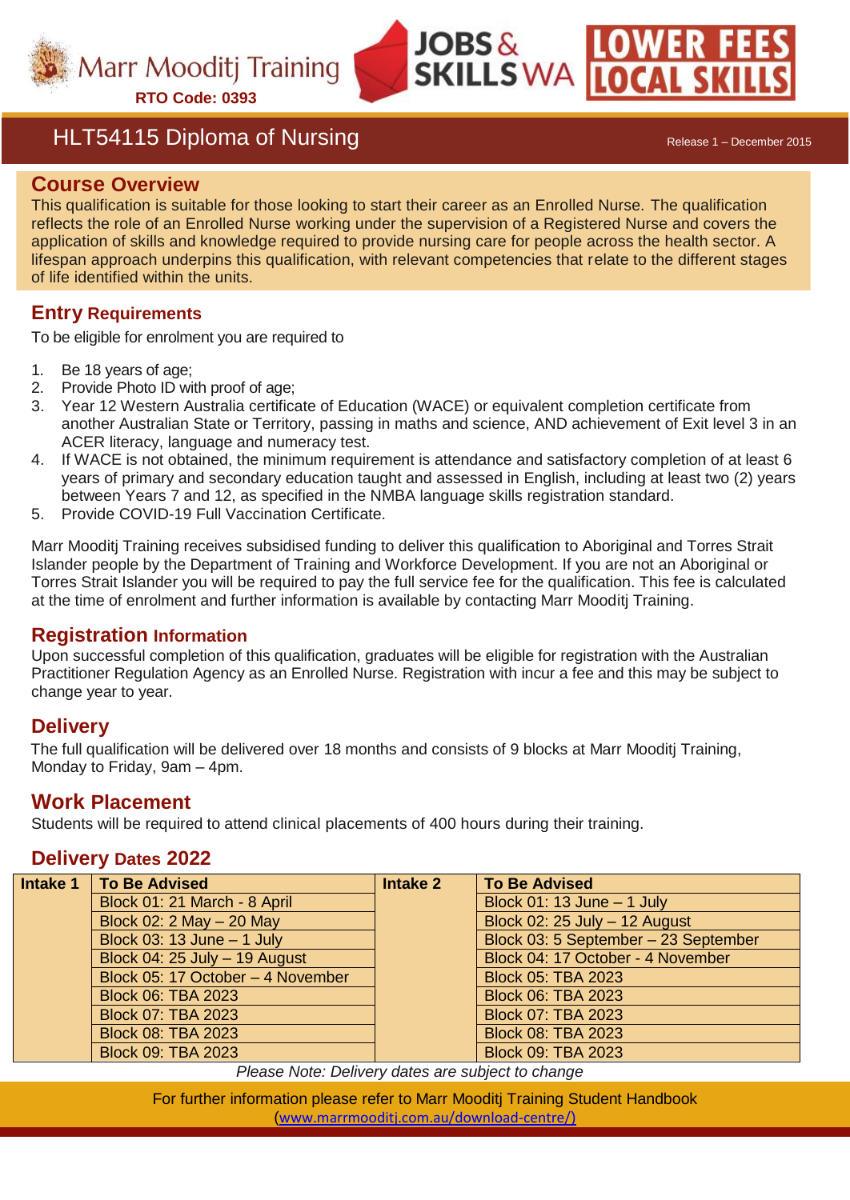Marr Mooditj Training

RTO Code: 0393

JOBS & SKILLS WA

LOWER FEES LOCAL SKILLS

# HLT54115 Diploma of Nursing

Release 1 – December 2015

## Course Overview

This qualification is suitable for those looking to start their career as an Enrolled Nurse. The qualification reflects the role of an Enrolled Nurse working under the supervision of a Registered Nurse and covers the application of skills and knowledge required to provide nursing care for people across the health sector. A lifespan approach underpins this qualification, with relevant competencies that relate to the different stages of life identified within the units.

## Entry Requirements

To be eligible for enrolment you are required to

1. Be 18 years of age;
2. Provide Photo ID with proof of age;
3. Year 12 Western Australia certificate of Education (WACE) or equivalent completion certificate from another Australian State or Territory, passing in maths and science, AND achievement of Exit level 3 in an ACER literacy, language and numeracy test.
4. If WACE is not obtained, the minimum requirement is attendance and satisfactory completion of at least 6 years of primary and secondary education taught and assessed in English, including at least two (2) years between Years 7 and 12, as specified in the NMBA language skills registration standard.
5. Provide COVID-19 Full Vaccination Certificate.

Marr Mooditj Training receives subsidised funding to deliver this qualification to Aboriginal and Torres Strait Islander people by the Department of Training and Workforce Development. If you are not an Aboriginal or Torres Strait Islander you will be required to pay the full service fee for the qualification. This fee is calculated at the time of enrolment and further information is available by contacting Marr Mooditj Training.

## Registration Information

Upon successful completion of this qualification, graduates will be eligible for registration with the Australian Practitioner Regulation Agency as an Enrolled Nurse. Registration with incur a fee and this may be subject to change year to year.

## Delivery

The full qualification will be delivered over 18 months and consists of 9 blocks at Marr Mooditj Training, Monday to Friday, 9am – 4pm.

## Work Placement

Students will be required to attend clinical placements of 400 hours during their training.

## Delivery Dates 2022

| Intake 1 | To Be Advised | Intake 2 | To Be Advised |
|---|---|---|---|
| | Block 01: 21 March - 8 April | | Block 01: 13 June – 1 July |
| | Block 02: 2 May – 20 May | | Block 02: 25 July – 12 August |
| | Block 03: 13 June – 1 July | | Block 03: 5 September – 23 September |
| | Block 04: 25 July – 19 August | | Block 04: 17 October - 4 November |
| | Block 05: 17 October – 4 November | | Block 05: TBA 2023 |
| | Block 06: TBA 2023 | | Block 06: TBA 2023 |
| | Block 07: TBA 2023 | | Block 07: TBA 2023 |
| | Block 08: TBA 2023 | | Block 08: TBA 2023 |
| | Block 09: TBA 2023 | | Block 09: TBA 2023 |

*Please Note: Delivery dates are subject to change*

For further information please refer to Marr Mooditj Training Student Handbook
(www.marrmooditj.com.au/download-centre/)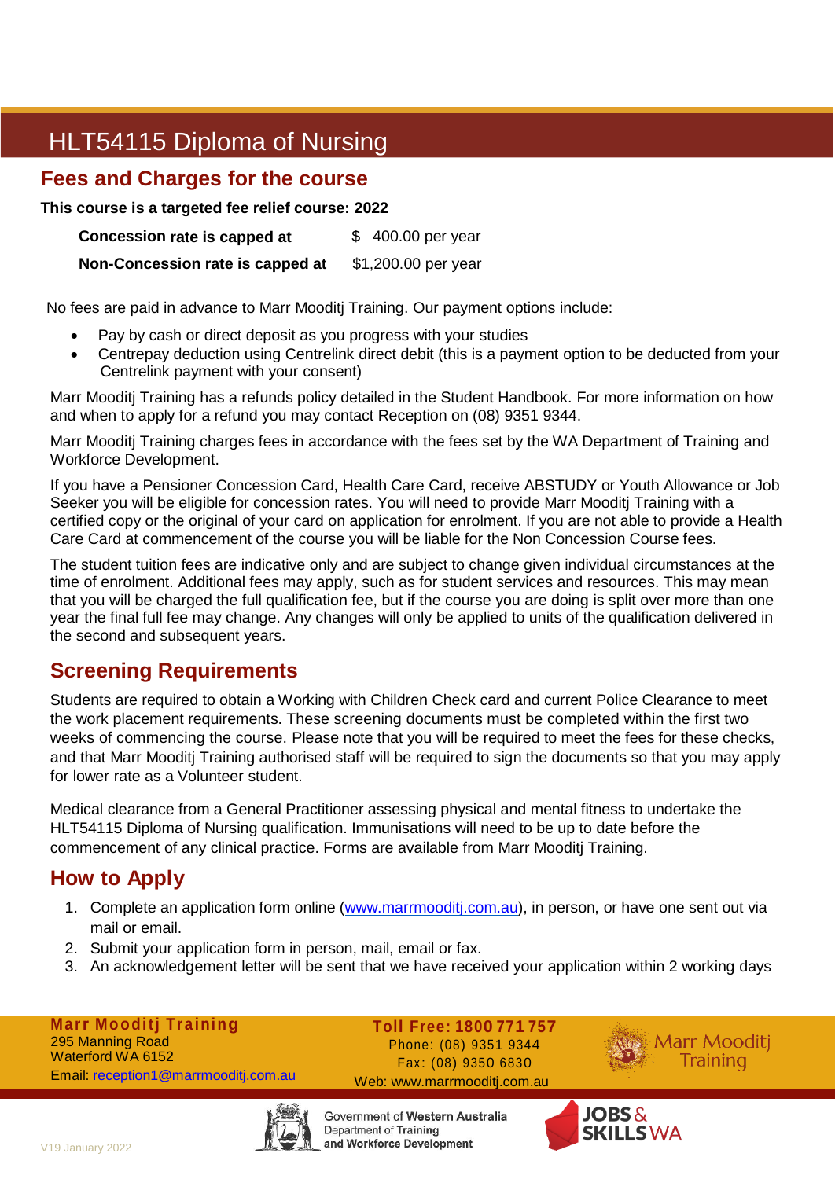# HLT54115 Diploma of Nursing

## Fees and Charges for the course

**This course is a targeted fee relief course: 2022**

| | |
|---|---|
| **Concession rate is capped at** | $ 400.00 per year |
| **Non-Concession rate is capped at** | $1,200.00 per year |

No fees are paid in advance to Marr Mooditj Training. Our payment options include:

- Pay by cash or direct deposit as you progress with your studies
- Centrepay deduction using Centrelink direct debit (this is a payment option to be deducted from your Centrelink payment with your consent)

Marr Mooditj Training has a refunds policy detailed in the Student Handbook. For more information on how and when to apply for a refund you may contact Reception on (08) 9351 9344.

Marr Mooditj Training charges fees in accordance with the fees set by the WA Department of Training and Workforce Development.

If you have a Pensioner Concession Card, Health Care Card, receive ABSTUDY or Youth Allowance or Job Seeker you will be eligible for concession rates. You will need to provide Marr Mooditj Training with a certified copy or the original of your card on application for enrolment. If you are not able to provide a Health Care Card at commencement of the course you will be liable for the Non Concession Course fees.

The student tuition fees are indicative only and are subject to change given individual circumstances at the time of enrolment. Additional fees may apply, such as for student services and resources. This may mean that you will be charged the full qualification fee, but if the course you are doing is split over more than one year the final full fee may change. Any changes will only be applied to units of the qualification delivered in the second and subsequent years.

## Screening Requirements

Students are required to obtain a Working with Children Check card and current Police Clearance to meet the work placement requirements. These screening documents must be completed within the first two weeks of commencing the course. Please note that you will be required to meet the fees for these checks, and that Marr Mooditj Training authorised staff will be required to sign the documents so that you may apply for lower rate as a Volunteer student.

Medical clearance from a General Practitioner assessing physical and mental fitness to undertake the HLT54115 Diploma of Nursing qualification. Immunisations will need to be up to date before the commencement of any clinical practice. Forms are available from Marr Mooditj Training.

## How to Apply

1. Complete an application form online (www.marrmooditj.com.au), in person, or have one sent out via mail or email.
2. Submit your application form in person, mail, email or fax.
3. An acknowledgement letter will be sent that we have received your application within 2 working days

**Marr Mooditj Training**
295 Manning Road
Waterford WA 6152
Email: reception1@marrmooditj.com.au

**Toll Free: 1800 771 757**
Phone: (08) 9351 9344
Fax: (08) 9350 6830
Web: www.marrmooditj.com.au

Marr Mooditj Training

Government of Western Australia
Department of Training and Workforce Development

JOBS & SKILLS WA

V19 January 2022